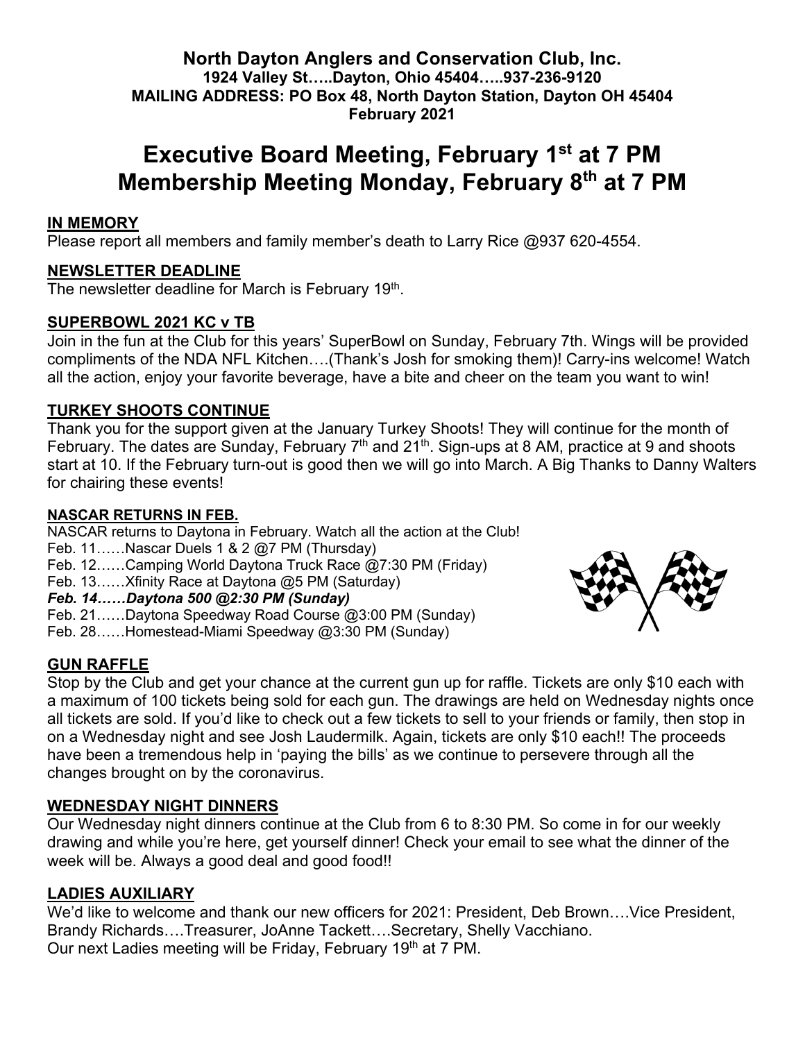**North Dayton Anglers and Conservation Club, Inc.**
**1924 Valley St…..Dayton, Ohio 45404…..937-236-9120**
**MAILING ADDRESS: PO Box 48, North Dayton Station, Dayton OH 45404**
**February 2021**

# Executive Board Meeting, February 1st at 7 PM
# Membership Meeting Monday, February 8th at 7 PM

## IN MEMORY

Please report all members and family member's death to Larry Rice @937 620-4554.

## NEWSLETTER DEADLINE

The newsletter deadline for March is February 19th.

## SUPERBOWL 2021 KC v TB

Join in the fun at the Club for this years' SuperBowl on Sunday, February 7th. Wings will be provided compliments of the NDA NFL Kitchen….(Thank's Josh for smoking them)! Carry-ins welcome! Watch all the action, enjoy your favorite beverage, have a bite and cheer on the team you want to win!

## TURKEY SHOOTS CONTINUE

Thank you for the support given at the January Turkey Shoots! They will continue for the month of February. The dates are Sunday, February 7th and 21st. Sign-ups at 8 AM, practice at 9 and shoots start at 10. If the February turn-out is good then we will go into March. A Big Thanks to Danny Walters for chairing these events!

## NASCAR RETURNS IN FEB.

NASCAR returns to Daytona in February. Watch all the action at the Club!

Feb. 11……Nascar Duels 1 & 2 @7 PM (Thursday)
Feb. 12……Camping World Daytona Truck Race @7:30 PM (Friday)
Feb. 13……Xfinity Race at Daytona @5 PM (Saturday)
***Feb. 14……Daytona 500 @2:30 PM (Sunday)***
Feb. 21……Daytona Speedway Road Course @3:00 PM (Sunday)
Feb. 28……Homestead-Miami Speedway @3:30 PM (Sunday)

## GUN RAFFLE

Stop by the Club and get your chance at the current gun up for raffle. Tickets are only $10 each with a maximum of 100 tickets being sold for each gun. The drawings are held on Wednesday nights once all tickets are sold. If you'd like to check out a few tickets to sell to your friends or family, then stop in on a Wednesday night and see Josh Laudermilk. Again, tickets are only $10 each!! The proceeds have been a tremendous help in 'paying the bills' as we continue to persevere through all the changes brought on by the coronavirus.

## WEDNESDAY NIGHT DINNERS

Our Wednesday night dinners continue at the Club from 6 to 8:30 PM. So come in for our weekly drawing and while you're here, get yourself dinner! Check your email to see what the dinner of the week will be. Always a good deal and good food!!

## LADIES AUXILIARY

We'd like to welcome and thank our new officers for 2021: President, Deb Brown….Vice President, Brandy Richards….Treasurer, JoAnne Tackett….Secretary, Shelly Vacchiano.
Our next Ladies meeting will be Friday, February 19th at 7 PM.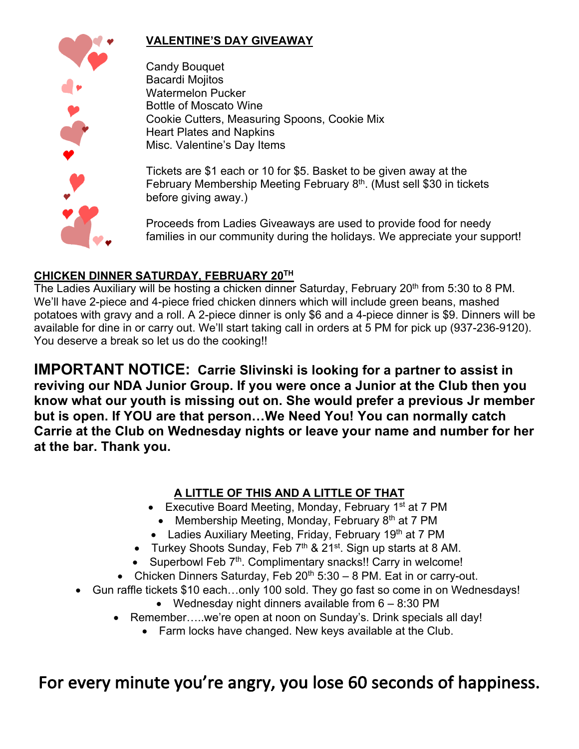## VALENTINE'S DAY GIVEAWAY

Candy Bouquet
Bacardi Mojitos
Watermelon Pucker
Bottle of Moscato Wine
Cookie Cutters, Measuring Spoons, Cookie Mix
Heart Plates and Napkins
Misc. Valentine's Day Items

Tickets are $1 each or 10 for $5. Basket to be given away at the February Membership Meeting February 8th. (Must sell $30 in tickets before giving away.)

Proceeds from Ladies Giveaways are used to provide food for needy families in our community during the holidays. We appreciate your support!

## CHICKEN DINNER SATURDAY, FEBRUARY 20TH

The Ladies Auxiliary will be hosting a chicken dinner Saturday, February 20th from 5:30 to 8 PM. We'll have 2-piece and 4-piece fried chicken dinners which will include green beans, mashed potatoes with gravy and a roll. A 2-piece dinner is only $6 and a 4-piece dinner is $9. Dinners will be available for dine in or carry out. We'll start taking call in orders at 5 PM for pick up (937-236-9120). You deserve a break so let us do the cooking!!

**IMPORTANT NOTICE: Carrie Slivinski is looking for a partner to assist in reviving our NDA Junior Group. If you were once a Junior at the Club then you know what our youth is missing out on. She would prefer a previous Jr member but is open. If YOU are that person…We Need You! You can normally catch Carrie at the Club on Wednesday nights or leave your name and number for her at the bar. Thank you.**

## A LITTLE OF THIS AND A LITTLE OF THAT

- Executive Board Meeting, Monday, February 1st at 7 PM
- Membership Meeting, Monday, February 8th at 7 PM
- Ladies Auxiliary Meeting, Friday, February 19th at 7 PM
- Turkey Shoots Sunday, Feb 7th & 21st. Sign up starts at 8 AM.
- Superbowl Feb 7th. Complimentary snacks!! Carry in welcome!
- Chicken Dinners Saturday, Feb 20th 5:30 – 8 PM. Eat in or carry-out.
- Gun raffle tickets $10 each…only 100 sold. They go fast so come in on Wednesdays!
- Wednesday night dinners available from 6 – 8:30 PM
- Remember…..we're open at noon on Sunday's. Drink specials all day!
- Farm locks have changed. New keys available at the Club.

For every minute you're angry, you lose 60 seconds of happiness.